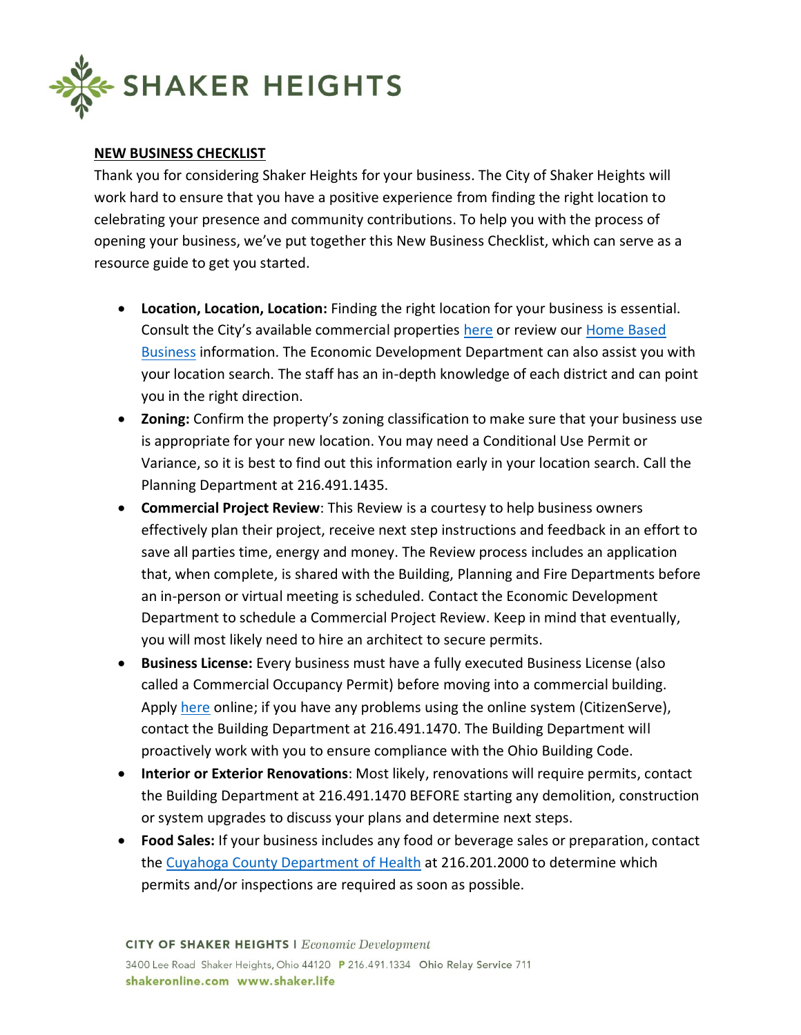# SHAKER HEIGHTS

## NEW BUSINESS CHECKLIST

Thank you for considering Shaker Heights for your business. The City of Shaker Heights will work hard to ensure that you have a positive experience from finding the right location to celebrating your presence and community contributions. To help you with the process of opening your business, we've put together this New Business Checklist, which can serve as a resource guide to get you started.

- **Location, Location, Location:** Finding the right location for your business is essential. Consult the City's available commercial properties here or review our Home Based Business information. The Economic Development Department can also assist you with your location search. The staff has an in-depth knowledge of each district and can point you in the right direction.
- **Zoning:** Confirm the property's zoning classification to make sure that your business use is appropriate for your new location. You may need a Conditional Use Permit or Variance, so it is best to find out this information early in your location search. Call the Planning Department at 216.491.1435.
- **Commercial Project Review**: This Review is a courtesy to help business owners effectively plan their project, receive next step instructions and feedback in an effort to save all parties time, energy and money. The Review process includes an application that, when complete, is shared with the Building, Planning and Fire Departments before an in-person or virtual meeting is scheduled. Contact the Economic Development Department to schedule a Commercial Project Review. Keep in mind that eventually, you will most likely need to hire an architect to secure permits.
- **Business License:** Every business must have a fully executed Business License (also called a Commercial Occupancy Permit) before moving into a commercial building. Apply here online; if you have any problems using the online system (CitizenServe), contact the Building Department at 216.491.1470. The Building Department will proactively work with you to ensure compliance with the Ohio Building Code.
- **Interior or Exterior Renovations**: Most likely, renovations will require permits, contact the Building Department at 216.491.1470 BEFORE starting any demolition, construction or system upgrades to discuss your plans and determine next steps.
- **Food Sales:** If your business includes any food or beverage sales or preparation, contact the Cuyahoga County Department of Health at 216.201.2000 to determine which permits and/or inspections are required as soon as possible.

**CITY OF SHAKER HEIGHTS** | *Economic Development*
3400 Lee Road Shaker Heights, Ohio 44120 **P** 216.491.1334 Ohio Relay Service 711
**shakeronline.com www.shaker.life**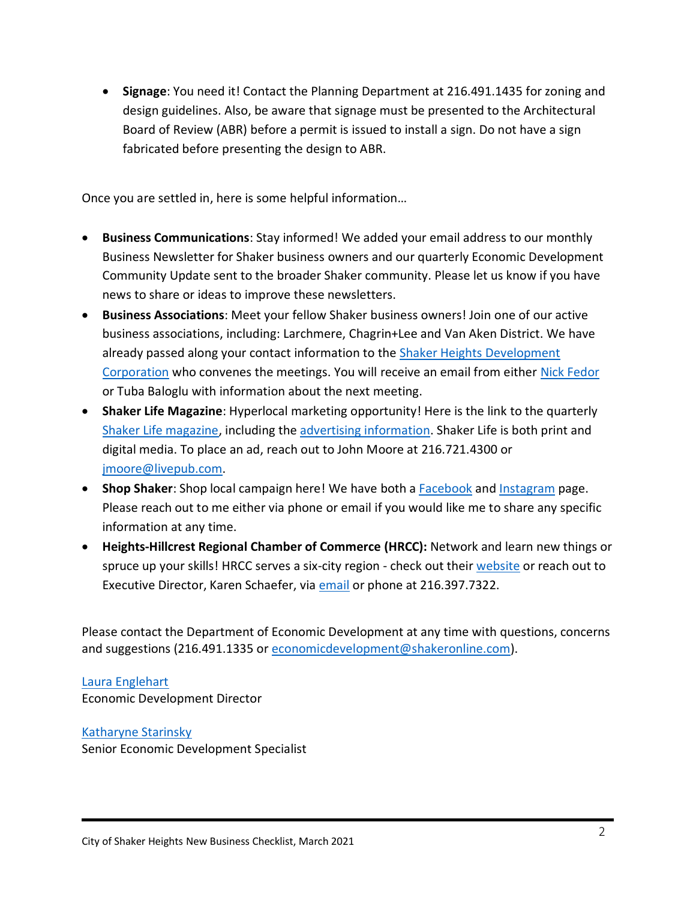- **Signage**: You need it! Contact the Planning Department at 216.491.1435 for zoning and design guidelines. Also, be aware that signage must be presented to the Architectural Board of Review (ABR) before a permit is issued to install a sign. Do not have a sign fabricated before presenting the design to ABR.

Once you are settled in, here is some helpful information…

- **Business Communications**: Stay informed! We added your email address to our monthly Business Newsletter for Shaker business owners and our quarterly Economic Development Community Update sent to the broader Shaker community. Please let us know if you have news to share or ideas to improve these newsletters.
- **Business Associations**: Meet your fellow Shaker business owners! Join one of our active business associations, including: Larchmere, Chagrin+Lee and Van Aken District. We have already passed along your contact information to the Shaker Heights Development Corporation who convenes the meetings. You will receive an email from either Nick Fedor or Tuba Baloglu with information about the next meeting.
- **Shaker Life Magazine**: Hyperlocal marketing opportunity! Here is the link to the quarterly Shaker Life magazine, including the advertising information. Shaker Life is both print and digital media. To place an ad, reach out to John Moore at 216.721.4300 or jmoore@livepub.com.
- **Shop Shaker**: Shop local campaign here! We have both a Facebook and Instagram page. Please reach out to me either via phone or email if you would like me to share any specific information at any time.
- **Heights-Hillcrest Regional Chamber of Commerce (HRCC):** Network and learn new things or spruce up your skills! HRCC serves a six-city region - check out their website or reach out to Executive Director, Karen Schaefer, via email or phone at 216.397.7322.

Please contact the Department of Economic Development at any time with questions, concerns and suggestions (216.491.1335 or economicdevelopment@shakeronline.com).

Laura Englehart
Economic Development Director

Katharyne Starinsky
Senior Economic Development Specialist

City of Shaker Heights New Business Checklist, March 2021